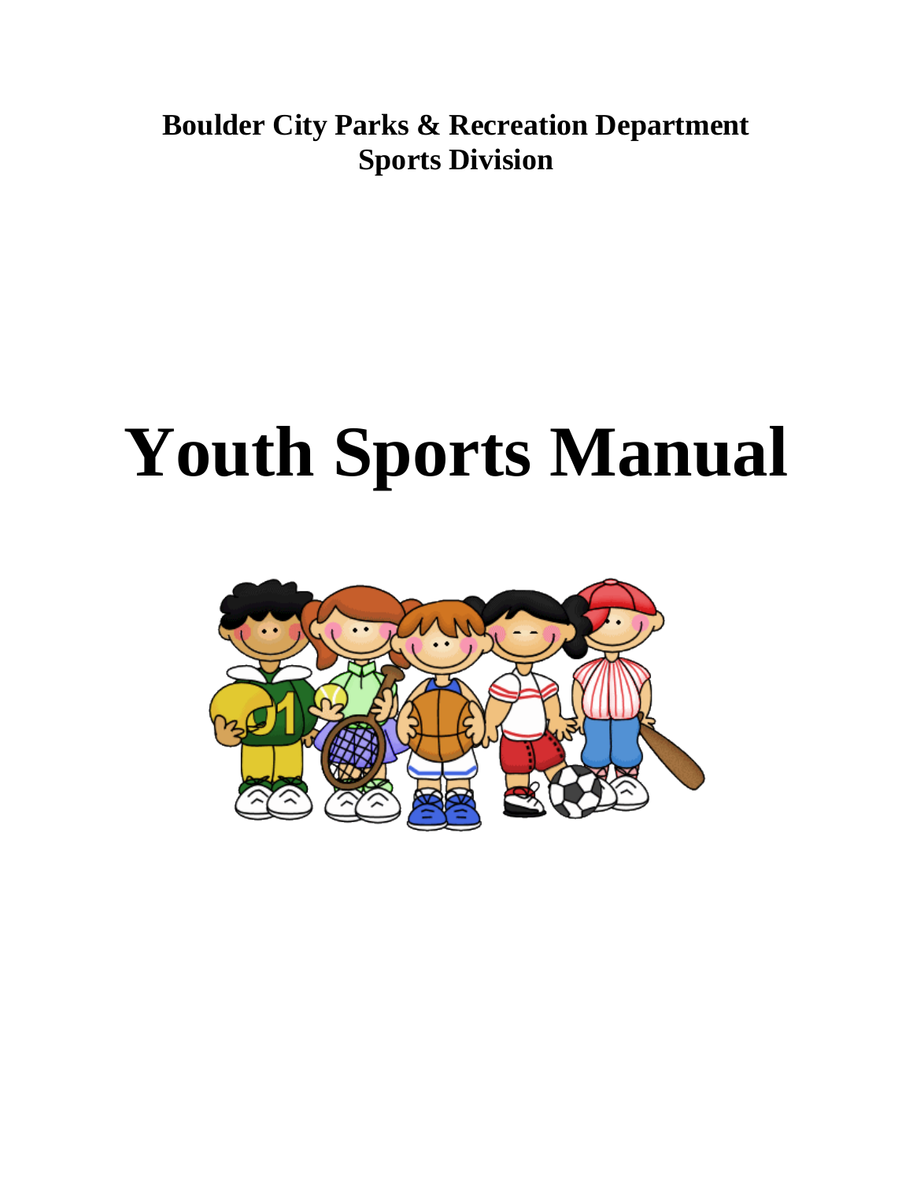**Boulder City Parks & Recreation Department**
**Sports Division**

# Youth Sports Manual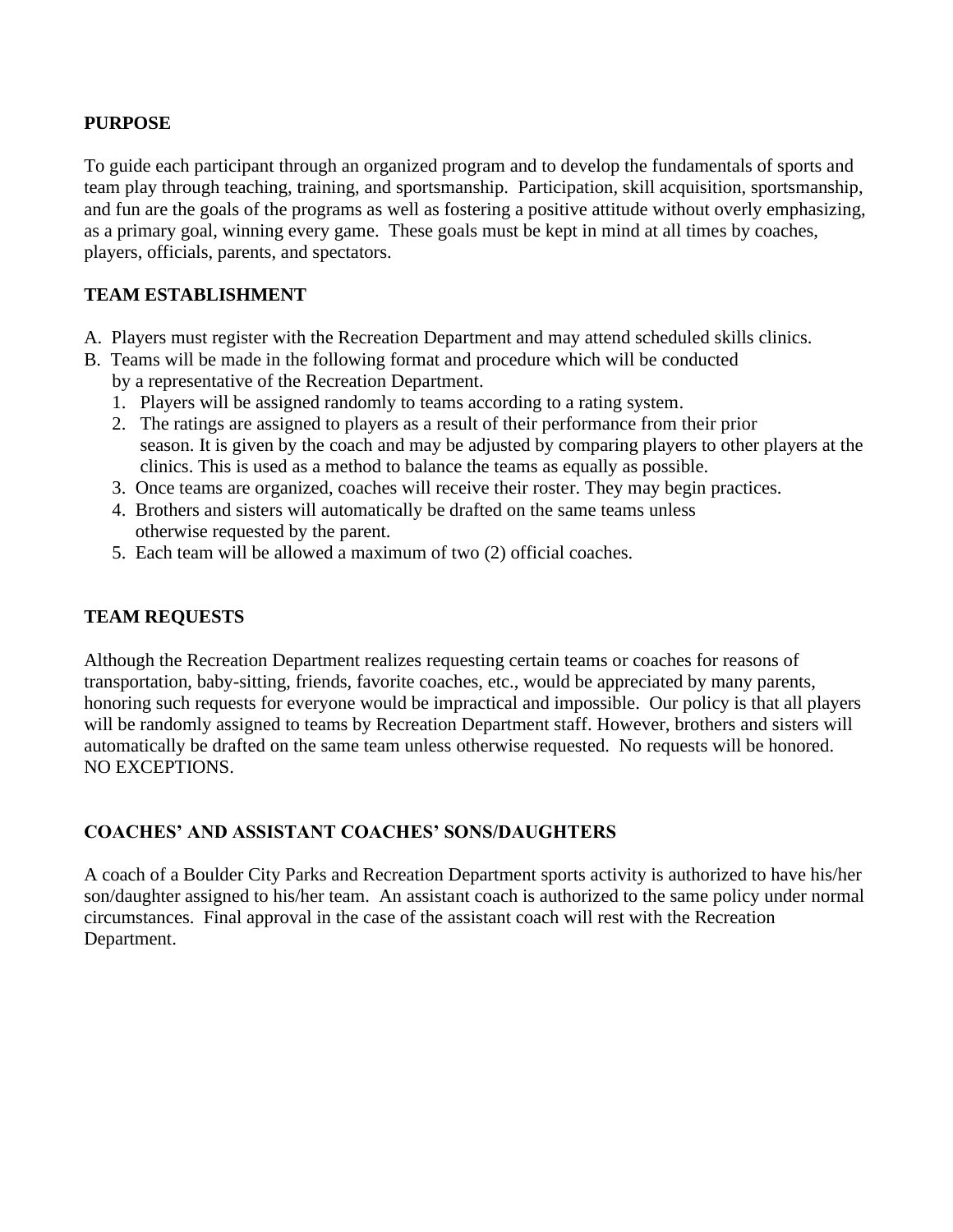## PURPOSE

To guide each participant through an organized program and to develop the fundamentals of sports and team play through teaching, training, and sportsmanship. Participation, skill acquisition, sportsmanship, and fun are the goals of the programs as well as fostering a positive attitude without overly emphasizing, as a primary goal, winning every game. These goals must be kept in mind at all times by coaches, players, officials, parents, and spectators.

## TEAM ESTABLISHMENT

A. Players must register with the Recreation Department and may attend scheduled skills clinics.
B. Teams will be made in the following format and procedure which will be conducted by a representative of the Recreation Department.
   1. Players will be assigned randomly to teams according to a rating system.
   2. The ratings are assigned to players as a result of their performance from their prior season. It is given by the coach and may be adjusted by comparing players to other players at the clinics. This is used as a method to balance the teams as equally as possible.
   3. Once teams are organized, coaches will receive their roster. They may begin practices.
   4. Brothers and sisters will automatically be drafted on the same teams unless otherwise requested by the parent.
   5. Each team will be allowed a maximum of two (2) official coaches.

## TEAM REQUESTS

Although the Recreation Department realizes requesting certain teams or coaches for reasons of transportation, baby-sitting, friends, favorite coaches, etc., would be appreciated by many parents, honoring such requests for everyone would be impractical and impossible. Our policy is that all players will be randomly assigned to teams by Recreation Department staff. However, brothers and sisters will automatically be drafted on the same team unless otherwise requested. No requests will be honored. NO EXCEPTIONS.

## COACHES' AND ASSISTANT COACHES' SONS/DAUGHTERS

A coach of a Boulder City Parks and Recreation Department sports activity is authorized to have his/her son/daughter assigned to his/her team. An assistant coach is authorized to the same policy under normal circumstances. Final approval in the case of the assistant coach will rest with the Recreation Department.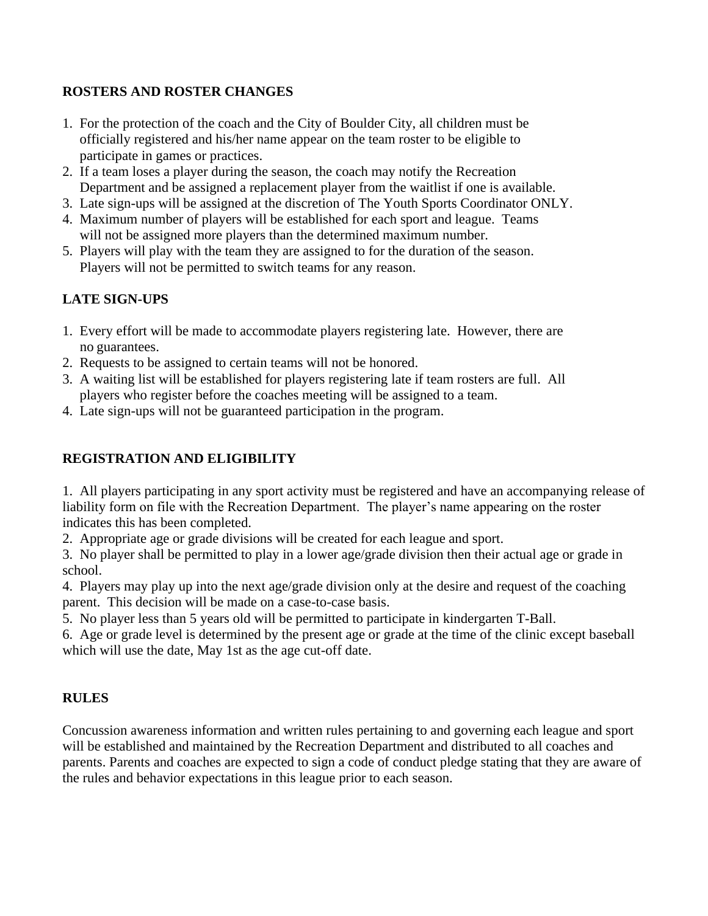**ROSTERS AND ROSTER CHANGES**

1. For the protection of the coach and the City of Boulder City, all children must be officially registered and his/her name appear on the team roster to be eligible to participate in games or practices.
2. If a team loses a player during the season, the coach may notify the Recreation Department and be assigned a replacement player from the waitlist if one is available.
3. Late sign-ups will be assigned at the discretion of The Youth Sports Coordinator ONLY.
4. Maximum number of players will be established for each sport and league. Teams will not be assigned more players than the determined maximum number.
5. Players will play with the team they are assigned to for the duration of the season. Players will not be permitted to switch teams for any reason.

**LATE SIGN-UPS**

1. Every effort will be made to accommodate players registering late. However, there are no guarantees.
2. Requests to be assigned to certain teams will not be honored.
3. A waiting list will be established for players registering late if team rosters are full. All players who register before the coaches meeting will be assigned to a team.
4. Late sign-ups will not be guaranteed participation in the program.

**REGISTRATION AND ELIGIBILITY**

1. All players participating in any sport activity must be registered and have an accompanying release of liability form on file with the Recreation Department. The player's name appearing on the roster indicates this has been completed.
2. Appropriate age or grade divisions will be created for each league and sport.
3. No player shall be permitted to play in a lower age/grade division then their actual age or grade in school.
4. Players may play up into the next age/grade division only at the desire and request of the coaching parent. This decision will be made on a case-to-case basis.
5. No player less than 5 years old will be permitted to participate in kindergarten T-Ball.
6. Age or grade level is determined by the present age or grade at the time of the clinic except baseball which will use the date, May 1st as the age cut-off date.

**RULES**

Concussion awareness information and written rules pertaining to and governing each league and sport will be established and maintained by the Recreation Department and distributed to all coaches and parents. Parents and coaches are expected to sign a code of conduct pledge stating that they are aware of the rules and behavior expectations in this league prior to each season.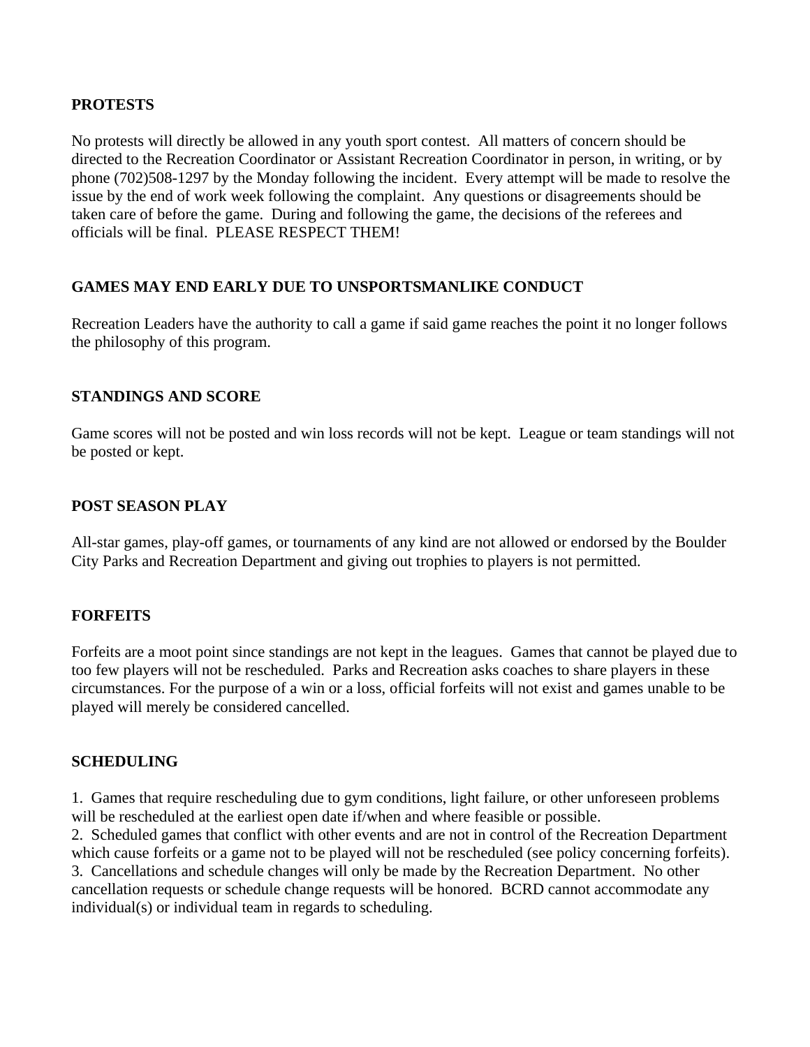## PROTESTS

No protests will directly be allowed in any youth sport contest. All matters of concern should be directed to the Recreation Coordinator or Assistant Recreation Coordinator in person, in writing, or by phone (702)508-1297 by the Monday following the incident. Every attempt will be made to resolve the issue by the end of work week following the complaint. Any questions or disagreements should be taken care of before the game. During and following the game, the decisions of the referees and officials will be final. PLEASE RESPECT THEM!

## GAMES MAY END EARLY DUE TO UNSPORTSMANLIKE CONDUCT

Recreation Leaders have the authority to call a game if said game reaches the point it no longer follows the philosophy of this program.

## STANDINGS AND SCORE

Game scores will not be posted and win loss records will not be kept. League or team standings will not be posted or kept.

## POST SEASON PLAY

All-star games, play-off games, or tournaments of any kind are not allowed or endorsed by the Boulder City Parks and Recreation Department and giving out trophies to players is not permitted.

## FORFEITS

Forfeits are a moot point since standings are not kept in the leagues. Games that cannot be played due to too few players will not be rescheduled. Parks and Recreation asks coaches to share players in these circumstances. For the purpose of a win or a loss, official forfeits will not exist and games unable to be played will merely be considered cancelled.

## SCHEDULING

1. Games that require rescheduling due to gym conditions, light failure, or other unforeseen problems will be rescheduled at the earliest open date if/when and where feasible or possible.
2. Scheduled games that conflict with other events and are not in control of the Recreation Department which cause forfeits or a game not to be played will not be rescheduled (see policy concerning forfeits).
3. Cancellations and schedule changes will only be made by the Recreation Department. No other cancellation requests or schedule change requests will be honored. BCRD cannot accommodate any individual(s) or individual team in regards to scheduling.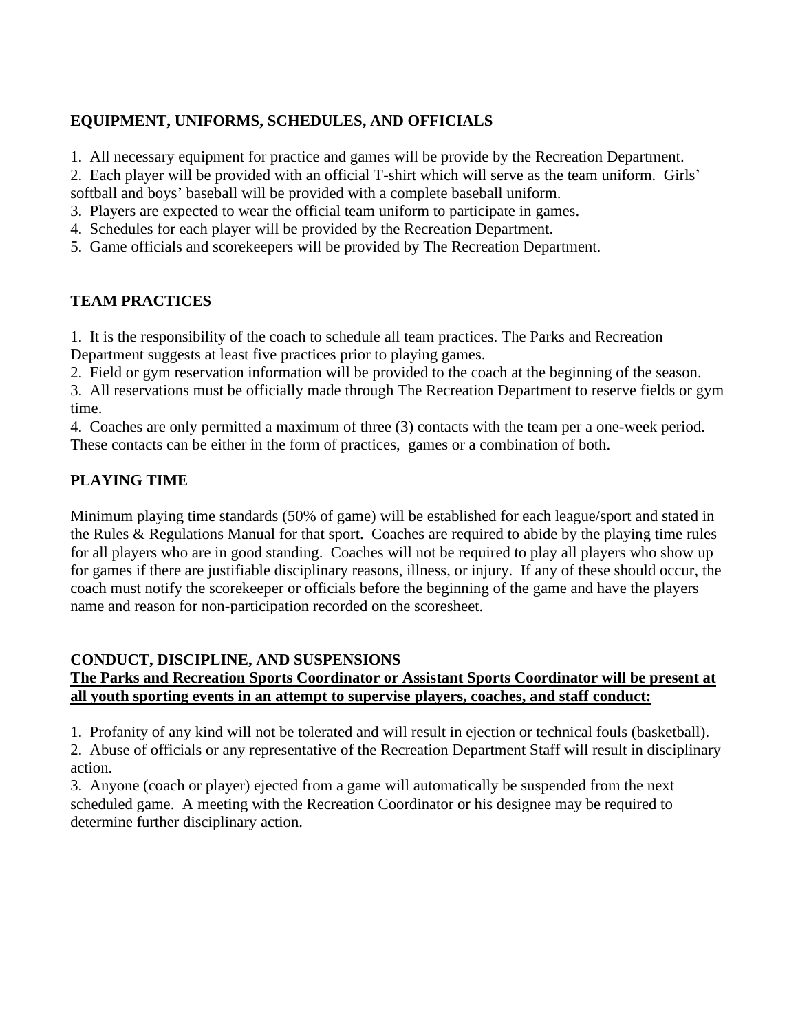**EQUIPMENT, UNIFORMS, SCHEDULES, AND OFFICIALS**

1. All necessary equipment for practice and games will be provide by the Recreation Department.
2. Each player will be provided with an official T-shirt which will serve as the team uniform. Girls' softball and boys' baseball will be provided with a complete baseball uniform.
3. Players are expected to wear the official team uniform to participate in games.
4. Schedules for each player will be provided by the Recreation Department.
5. Game officials and scorekeepers will be provided by The Recreation Department.

**TEAM PRACTICES**

1. It is the responsibility of the coach to schedule all team practices. The Parks and Recreation Department suggests at least five practices prior to playing games.
2. Field or gym reservation information will be provided to the coach at the beginning of the season.
3. All reservations must be officially made through The Recreation Department to reserve fields or gym time.
4. Coaches are only permitted a maximum of three (3) contacts with the team per a one-week period. These contacts can be either in the form of practices, games or a combination of both.

**PLAYING TIME**

Minimum playing time standards (50% of game) will be established for each league/sport and stated in the Rules & Regulations Manual for that sport. Coaches are required to abide by the playing time rules for all players who are in good standing. Coaches will not be required to play all players who show up for games if there are justifiable disciplinary reasons, illness, or injury. If any of these should occur, the coach must notify the scorekeeper or officials before the beginning of the game and have the players name and reason for non-participation recorded on the scoresheet.

**CONDUCT, DISCIPLINE, AND SUSPENSIONS**

**The Parks and Recreation Sports Coordinator or Assistant Sports Coordinator will be present at all youth sporting events in an attempt to supervise players, coaches, and staff conduct:**

1. Profanity of any kind will not be tolerated and will result in ejection or technical fouls (basketball).
2. Abuse of officials or any representative of the Recreation Department Staff will result in disciplinary action.
3. Anyone (coach or player) ejected from a game will automatically be suspended from the next scheduled game. A meeting with the Recreation Coordinator or his designee may be required to determine further disciplinary action.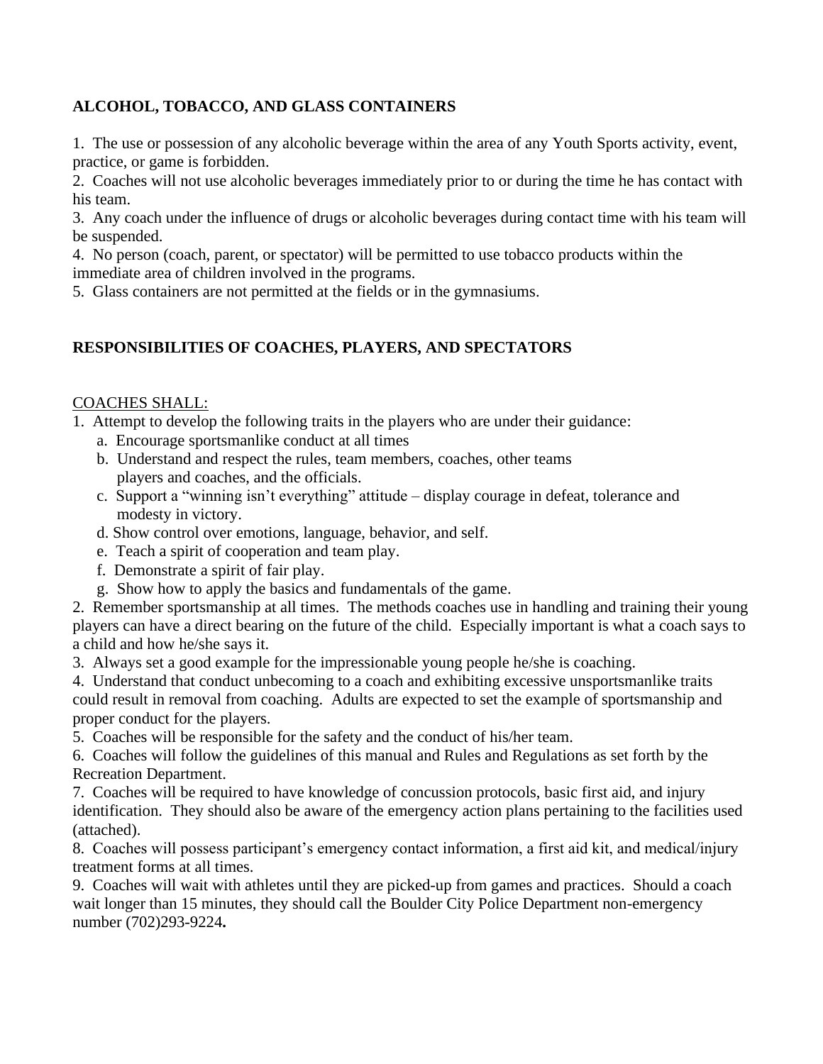## ALCOHOL, TOBACCO, AND GLASS CONTAINERS

1. The use or possession of any alcoholic beverage within the area of any Youth Sports activity, event, practice, or game is forbidden.
2. Coaches will not use alcoholic beverages immediately prior to or during the time he has contact with his team.
3. Any coach under the influence of drugs or alcoholic beverages during contact time with his team will be suspended.
4. No person (coach, parent, or spectator) will be permitted to use tobacco products within the immediate area of children involved in the programs.
5. Glass containers are not permitted at the fields or in the gymnasiums.

## RESPONSIBILITIES OF COACHES, PLAYERS, AND SPECTATORS

<u>COACHES SHALL:</u>

1. Attempt to develop the following traits in the players who are under their guidance:
   a. Encourage sportsmanlike conduct at all times
   b. Understand and respect the rules, team members, coaches, other teams players and coaches, and the officials.
   c. Support a "winning isn't everything" attitude – display courage in defeat, tolerance and modesty in victory.
   d. Show control over emotions, language, behavior, and self.
   e. Teach a spirit of cooperation and team play.
   f. Demonstrate a spirit of fair play.
   g. Show how to apply the basics and fundamentals of the game.
2. Remember sportsmanship at all times. The methods coaches use in handling and training their young players can have a direct bearing on the future of the child. Especially important is what a coach says to a child and how he/she says it.
3. Always set a good example for the impressionable young people he/she is coaching.
4. Understand that conduct unbecoming to a coach and exhibiting excessive unsportsmanlike traits could result in removal from coaching. Adults are expected to set the example of sportsmanship and proper conduct for the players.
5. Coaches will be responsible for the safety and the conduct of his/her team.
6. Coaches will follow the guidelines of this manual and Rules and Regulations as set forth by the Recreation Department.
7. Coaches will be required to have knowledge of concussion protocols, basic first aid, and injury identification. They should also be aware of the emergency action plans pertaining to the facilities used (attached).
8. Coaches will possess participant's emergency contact information, a first aid kit, and medical/injury treatment forms at all times.
9. Coaches will wait with athletes until they are picked-up from games and practices. Should a coach wait longer than 15 minutes, they should call the Boulder City Police Department non-emergency number (702)293-9224**.**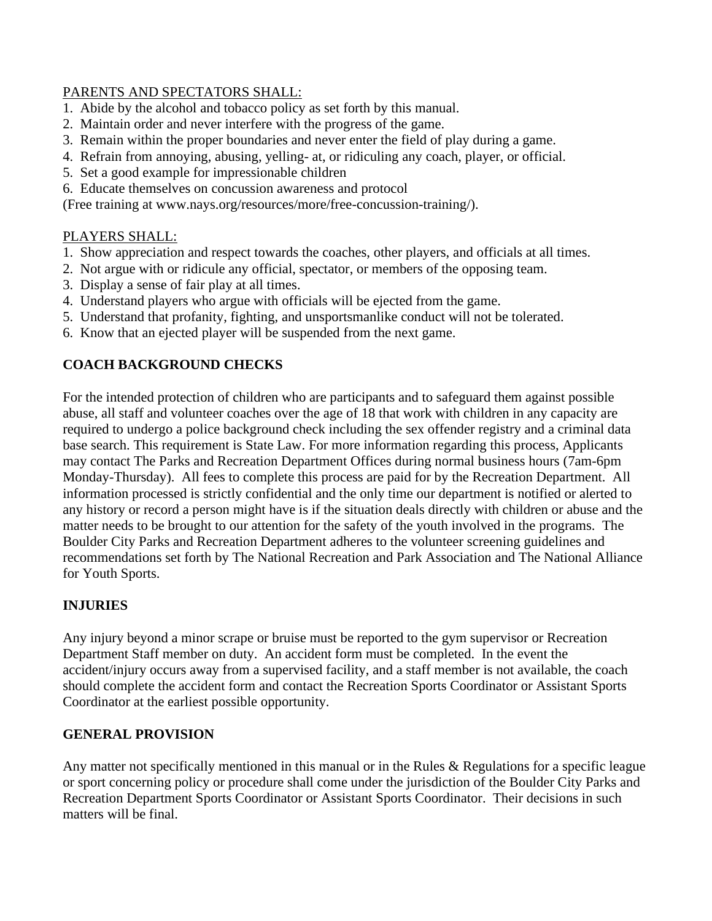PARENTS AND SPECTATORS SHALL:

1. Abide by the alcohol and tobacco policy as set forth by this manual.
2. Maintain order and never interfere with the progress of the game.
3. Remain within the proper boundaries and never enter the field of play during a game.
4. Refrain from annoying, abusing, yelling- at, or ridiculing any coach, player, or official.
5. Set a good example for impressionable children
6. Educate themselves on concussion awareness and protocol

(Free training at www.nays.org/resources/more/free-concussion-training/).

PLAYERS SHALL:

1. Show appreciation and respect towards the coaches, other players, and officials at all times.
2. Not argue with or ridicule any official, spectator, or members of the opposing team.
3. Display a sense of fair play at all times.
4. Understand players who argue with officials will be ejected from the game.
5. Understand that profanity, fighting, and unsportsmanlike conduct will not be tolerated.
6. Know that an ejected player will be suspended from the next game.

**COACH BACKGROUND CHECKS**

For the intended protection of children who are participants and to safeguard them against possible abuse, all staff and volunteer coaches over the age of 18 that work with children in any capacity are required to undergo a police background check including the sex offender registry and a criminal data base search. This requirement is State Law. For more information regarding this process, Applicants may contact The Parks and Recreation Department Offices during normal business hours (7am-6pm Monday-Thursday). All fees to complete this process are paid for by the Recreation Department. All information processed is strictly confidential and the only time our department is notified or alerted to any history or record a person might have is if the situation deals directly with children or abuse and the matter needs to be brought to our attention for the safety of the youth involved in the programs. The Boulder City Parks and Recreation Department adheres to the volunteer screening guidelines and recommendations set forth by The National Recreation and Park Association and The National Alliance for Youth Sports.

**INJURIES**

Any injury beyond a minor scrape or bruise must be reported to the gym supervisor or Recreation Department Staff member on duty. An accident form must be completed. In the event the accident/injury occurs away from a supervised facility, and a staff member is not available, the coach should complete the accident form and contact the Recreation Sports Coordinator or Assistant Sports Coordinator at the earliest possible opportunity.

**GENERAL PROVISION**

Any matter not specifically mentioned in this manual or in the Rules & Regulations for a specific league or sport concerning policy or procedure shall come under the jurisdiction of the Boulder City Parks and Recreation Department Sports Coordinator or Assistant Sports Coordinator. Their decisions in such matters will be final.